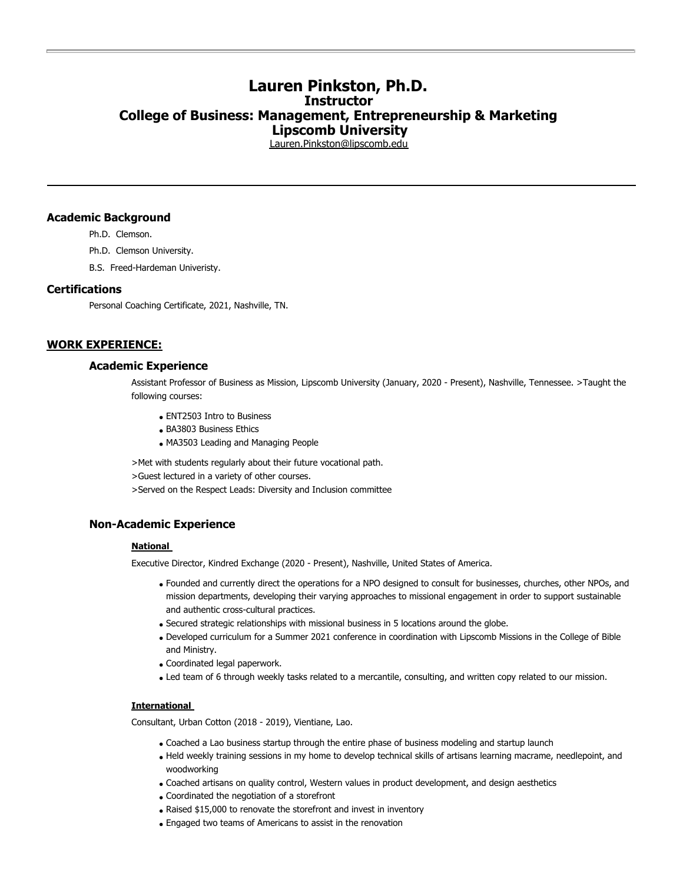# Lauren Pinkston, Ph.D.
## Instructor
## College of Business: Management, Entrepreneurship & Marketing
## Lipscomb University

Lauren.Pinkston@lipscomb.edu

---

### Academic Background

Ph.D. Clemson.

Ph.D. Clemson University.

B.S. Freed-Hardeman Univeristy.

### Certifications

Personal Coaching Certificate, 2021, Nashville, TN.

## WORK EXPERIENCE:

### Academic Experience

Assistant Professor of Business as Mission, Lipscomb University (January, 2020 - Present), Nashville, Tennessee. >Taught the following courses:

- ENT2503 Intro to Business
- BA3803 Business Ethics
- MA3503 Leading and Managing People

>Met with students regularly about their future vocational path.

>Guest lectured in a variety of other courses.

>Served on the Respect Leads: Diversity and Inclusion committee

### Non-Academic Experience

**National**

Executive Director, Kindred Exchange (2020 - Present), Nashville, United States of America.

- Founded and currently direct the operations for a NPO designed to consult for businesses, churches, other NPOs, and mission departments, developing their varying approaches to missional engagement in order to support sustainable and authentic cross-cultural practices.
- Secured strategic relationships with missional business in 5 locations around the globe.
- Developed curriculum for a Summer 2021 conference in coordination with Lipscomb Missions in the College of Bible and Ministry.
- Coordinated legal paperwork.
- Led team of 6 through weekly tasks related to a mercantile, consulting, and written copy related to our mission.

**International**

Consultant, Urban Cotton (2018 - 2019), Vientiane, Lao.

- Coached a Lao business startup through the entire phase of business modeling and startup launch
- Held weekly training sessions in my home to develop technical skills of artisans learning macrame, needlepoint, and woodworking
- Coached artisans on quality control, Western values in product development, and design aesthetics
- Coordinated the negotiation of a storefront
- Raised $15,000 to renovate the storefront and invest in inventory
- Engaged two teams of Americans to assist in the renovation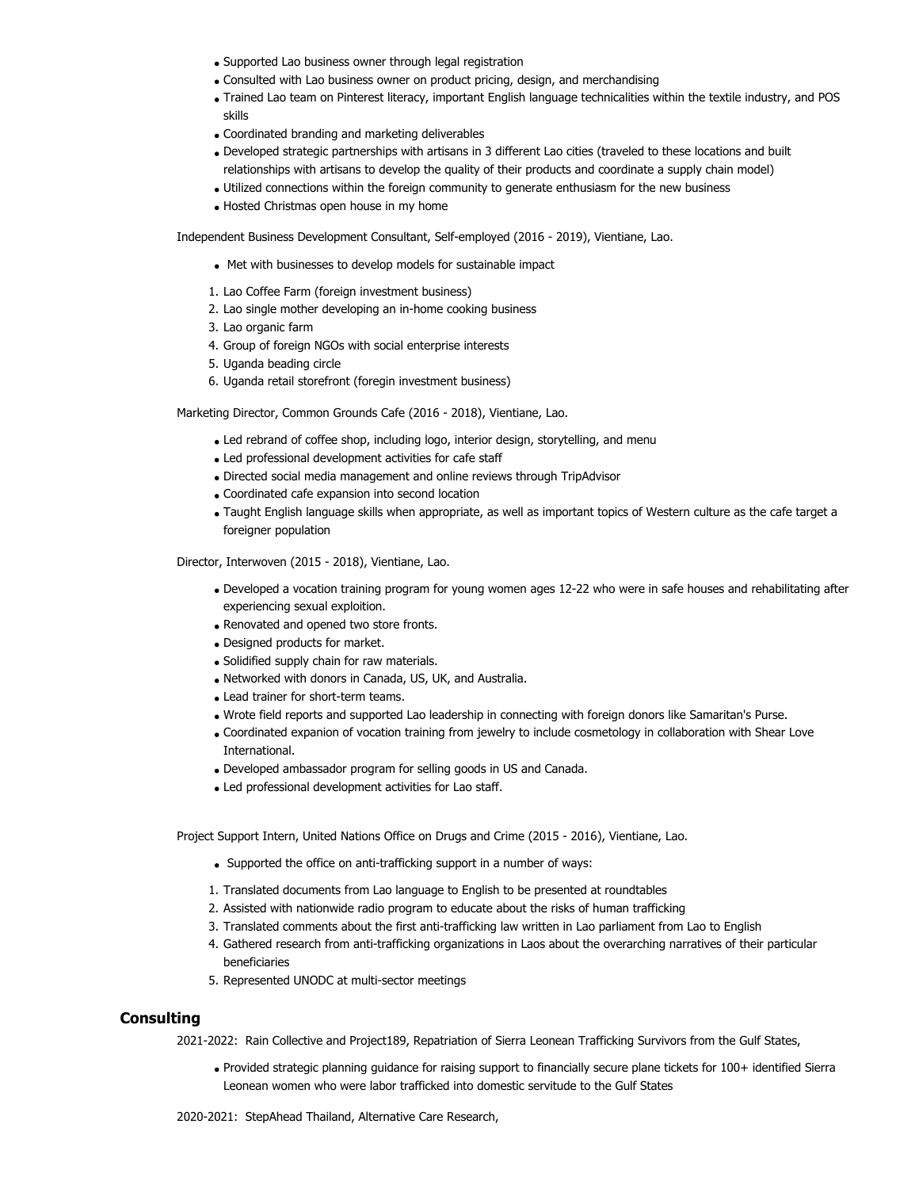- Supported Lao business owner through legal registration
- Consulted with Lao business owner on product pricing, design, and merchandising
- Trained Lao team on Pinterest literacy, important English language technicalities within the textile industry, and POS skills
- Coordinated branding and marketing deliverables
- Developed strategic partnerships with artisans in 3 different Lao cities (traveled to these locations and built relationships with artisans to develop the quality of their products and coordinate a supply chain model)
- Utilized connections within the foreign community to generate enthusiasm for the new business
- Hosted Christmas open house in my home

Independent Business Development Consultant, Self-employed (2016 - 2019), Vientiane, Lao.

- Met with businesses to develop models for sustainable impact

1. Lao Coffee Farm (foreign investment business)
2. Lao single mother developing an in-home cooking business
3. Lao organic farm
4. Group of foreign NGOs with social enterprise interests
5. Uganda beading circle
6. Uganda retail storefront (foregin investment business)

Marketing Director, Common Grounds Cafe (2016 - 2018), Vientiane, Lao.

- Led rebrand of coffee shop, including logo, interior design, storytelling, and menu
- Led professional development activities for cafe staff
- Directed social media management and online reviews through TripAdvisor
- Coordinated cafe expansion into second location
- Taught English language skills when appropriate, as well as important topics of Western culture as the cafe target a foreigner population

Director, Interwoven (2015 - 2018), Vientiane, Lao.

- Developed a vocation training program for young women ages 12-22 who were in safe houses and rehabilitating after experiencing sexual exploition.
- Renovated and opened two store fronts.
- Designed products for market.
- Solidified supply chain for raw materials.
- Networked with donors in Canada, US, UK, and Australia.
- Lead trainer for short-term teams.
- Wrote field reports and supported Lao leadership in connecting with foreign donors like Samaritan's Purse.
- Coordinated expanion of vocation training from jewelry to include cosmetology in collaboration with Shear Love International.
- Developed ambassador program for selling goods in US and Canada.
- Led professional development activities for Lao staff.

Project Support Intern, United Nations Office on Drugs and Crime (2015 - 2016), Vientiane, Lao.

- Supported the office on anti-trafficking support in a number of ways:

1. Translated documents from Lao language to English to be presented at roundtables
2. Assisted with nationwide radio program to educate about the risks of human trafficking
3. Translated comments about the first anti-trafficking law written in Lao parliament from Lao to English
4. Gathered research from anti-trafficking organizations in Laos about the overarching narratives of their particular beneficiaries
5. Represented UNODC at multi-sector meetings

## Consulting

2021-2022: Rain Collective and Project189, Repatriation of Sierra Leonean Trafficking Survivors from the Gulf States,

- Provided strategic planning guidance for raising support to financially secure plane tickets for 100+ identified Sierra Leonean women who were labor trafficked into domestic servitude to the Gulf States

2020-2021: StepAhead Thailand, Alternative Care Research,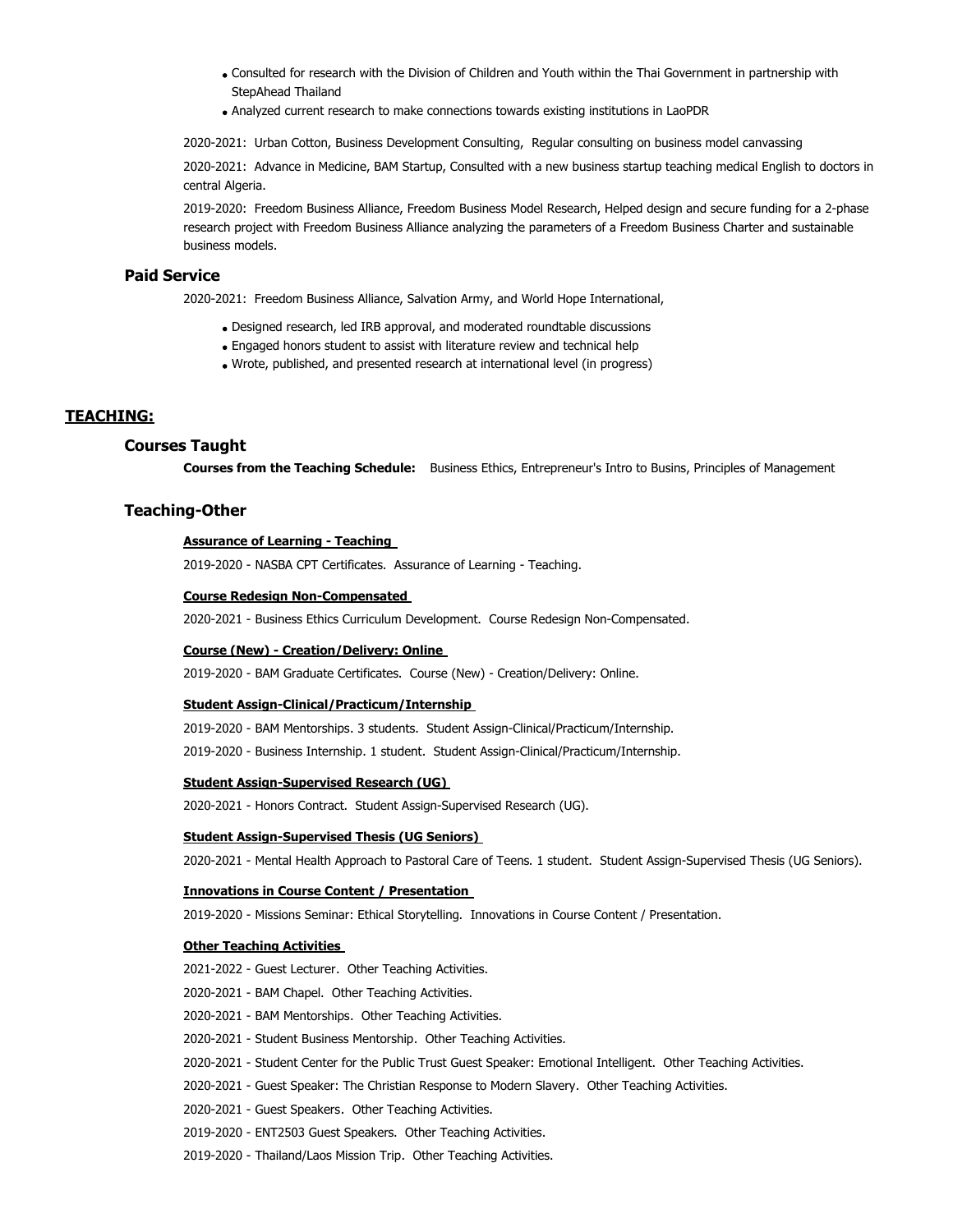- Consulted for research with the Division of Children and Youth within the Thai Government in partnership with StepAhead Thailand
- Analyzed current research to make connections towards existing institutions in LaoPDR

2020-2021: Urban Cotton, Business Development Consulting, Regular consulting on business model canvassing

2020-2021: Advance in Medicine, BAM Startup, Consulted with a new business startup teaching medical English to doctors in central Algeria.

2019-2020: Freedom Business Alliance, Freedom Business Model Research, Helped design and secure funding for a 2-phase research project with Freedom Business Alliance analyzing the parameters of a Freedom Business Charter and sustainable business models.

### Paid Service

2020-2021: Freedom Business Alliance, Salvation Army, and World Hope International,

- Designed research, led IRB approval, and moderated roundtable discussions
- Engaged honors student to assist with literature review and technical help
- Wrote, published, and presented research at international level (in progress)

## TEACHING:

### Courses Taught

**Courses from the Teaching Schedule:** Business Ethics, Entrepreneur's Intro to Busins, Principles of Management

### Teaching-Other

**Assurance of Learning - Teaching**

2019-2020 - NASBA CPT Certificates. Assurance of Learning - Teaching.

**Course Redesign Non-Compensated**

2020-2021 - Business Ethics Curriculum Development. Course Redesign Non-Compensated.

**Course (New) - Creation/Delivery: Online**

2019-2020 - BAM Graduate Certificates. Course (New) - Creation/Delivery: Online.

**Student Assign-Clinical/Practicum/Internship**

2019-2020 - BAM Mentorships. 3 students. Student Assign-Clinical/Practicum/Internship.

2019-2020 - Business Internship. 1 student. Student Assign-Clinical/Practicum/Internship.

**Student Assign-Supervised Research (UG)**

2020-2021 - Honors Contract. Student Assign-Supervised Research (UG).

**Student Assign-Supervised Thesis (UG Seniors)**

2020-2021 - Mental Health Approach to Pastoral Care of Teens. 1 student. Student Assign-Supervised Thesis (UG Seniors).

**Innovations in Course Content / Presentation**

2019-2020 - Missions Seminar: Ethical Storytelling. Innovations in Course Content / Presentation.

**Other Teaching Activities**

2021-2022 - Guest Lecturer. Other Teaching Activities.

2020-2021 - BAM Chapel. Other Teaching Activities.

2020-2021 - BAM Mentorships. Other Teaching Activities.

2020-2021 - Student Business Mentorship. Other Teaching Activities.

2020-2021 - Student Center for the Public Trust Guest Speaker: Emotional Intelligent. Other Teaching Activities.

2020-2021 - Guest Speaker: The Christian Response to Modern Slavery. Other Teaching Activities.

2020-2021 - Guest Speakers. Other Teaching Activities.

2019-2020 - ENT2503 Guest Speakers. Other Teaching Activities.

2019-2020 - Thailand/Laos Mission Trip. Other Teaching Activities.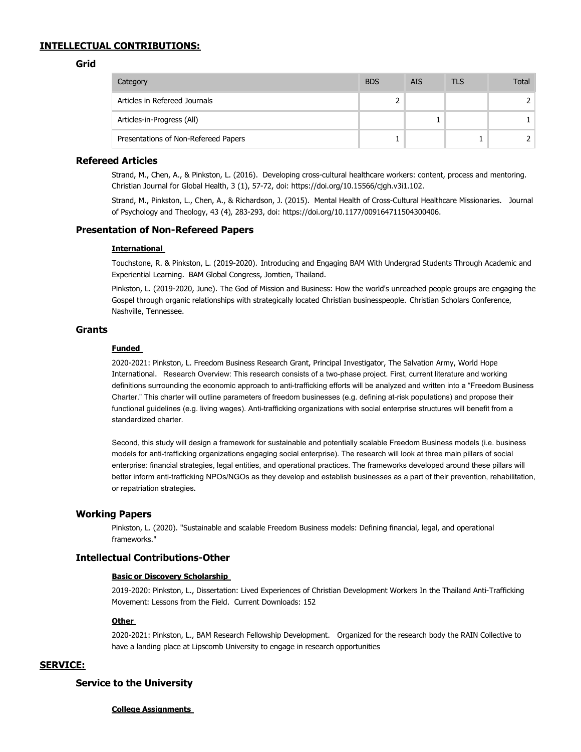## INTELLECTUAL CONTRIBUTIONS:

### Grid

| Category | BDS | AIS | TLS | Total |
|---|---|---|---|---|
| Articles in Refereed Journals | 2 | | | 2 |
| Articles-in-Progress (All) | | 1 | | 1 |
| Presentations of Non-Refereed Papers | 1 | | 1 | 2 |

### Refereed Articles

Strand, M., Chen, A., & Pinkston, L. (2016). Developing cross-cultural healthcare workers: content, process and mentoring. Christian Journal for Global Health, 3 (1), 57-72, doi: https://doi.org/10.15566/cjgh.v3i1.102.

Strand, M., Pinkston, L., Chen, A., & Richardson, J. (2015). Mental Health of Cross-Cultural Healthcare Missionaries. Journal of Psychology and Theology, 43 (4), 283-293, doi: https://doi.org/10.1177/009164711504300406.

### Presentation of Non-Refereed Papers

**International**

Touchstone, R. & Pinkston, L. (2019-2020). Introducing and Engaging BAM With Undergrad Students Through Academic and Experiential Learning. BAM Global Congress, Jomtien, Thailand.

Pinkston, L. (2019-2020, June). The God of Mission and Business: How the world's unreached people groups are engaging the Gospel through organic relationships with strategically located Christian businesspeople. Christian Scholars Conference, Nashville, Tennessee.

### Grants

**Funded**

2020-2021: Pinkston, L. Freedom Business Research Grant, Principal Investigator, The Salvation Army, World Hope International. Research Overview: This research consists of a two-phase project. First, current literature and working definitions surrounding the economic approach to anti-trafficking efforts will be analyzed and written into a "Freedom Business Charter." This charter will outline parameters of freedom businesses (e.g. defining at-risk populations) and propose their functional guidelines (e.g. living wages). Anti-trafficking organizations with social enterprise structures will benefit from a standardized charter.

Second, this study will design a framework for sustainable and potentially scalable Freedom Business models (i.e. business models for anti-trafficking organizations engaging social enterprise). The research will look at three main pillars of social enterprise: financial strategies, legal entities, and operational practices. The frameworks developed around these pillars will better inform anti-trafficking NPOs/NGOs as they develop and establish businesses as a part of their prevention, rehabilitation, or repatriation strategies.

### Working Papers

Pinkston, L. (2020). "Sustainable and scalable Freedom Business models: Defining financial, legal, and operational frameworks."

### Intellectual Contributions-Other

**Basic or Discovery Scholarship**

2019-2020: Pinkston, L., Dissertation: Lived Experiences of Christian Development Workers In the Thailand Anti-Trafficking Movement: Lessons from the Field. Current Downloads: 152

**Other**

2020-2021: Pinkston, L., BAM Research Fellowship Development. Organized for the research body the RAIN Collective to have a landing place at Lipscomb University to engage in research opportunities

## SERVICE:

### Service to the University

**College Assignments**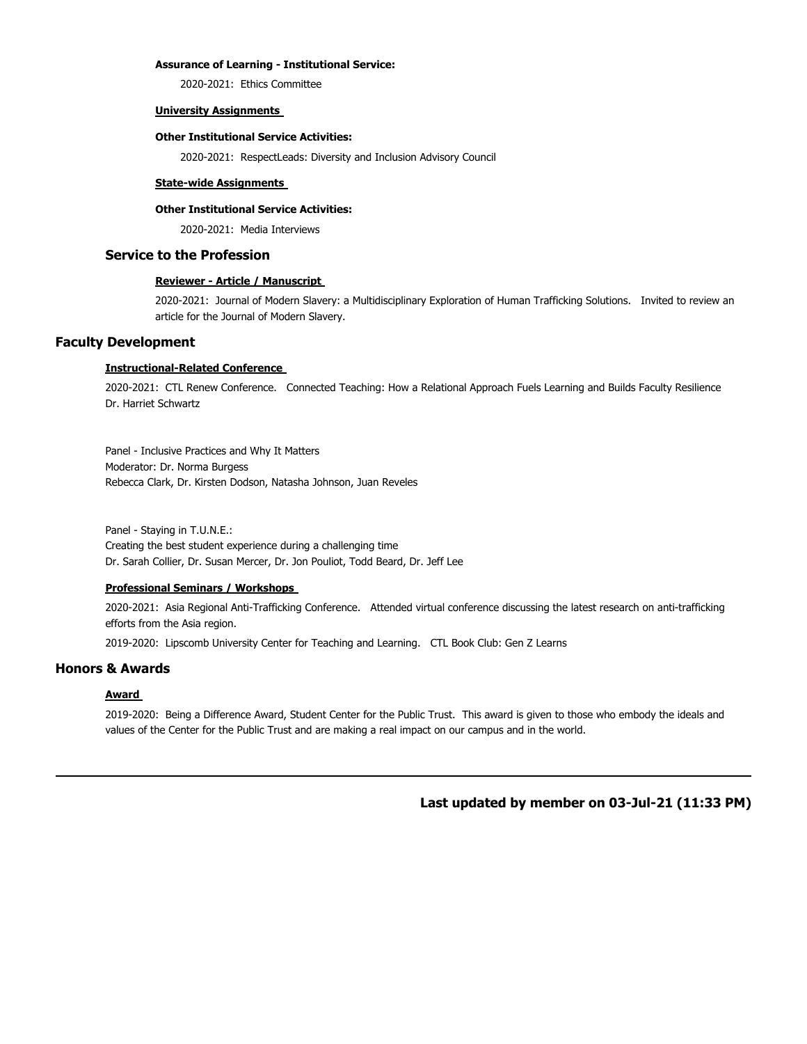**Assurance of Learning - Institutional Service:**

2020-2021: Ethics Committee

**University Assignments**

**Other Institutional Service Activities:**

2020-2021: RespectLeads: Diversity and Inclusion Advisory Council

**State-wide Assignments**

**Other Institutional Service Activities:**

2020-2021: Media Interviews

### Service to the Profession

**Reviewer - Article / Manuscript**

2020-2021: Journal of Modern Slavery: a Multidisciplinary Exploration of Human Trafficking Solutions. Invited to review an article for the Journal of Modern Slavery.

## Faculty Development

**Instructional-Related Conference**

2020-2021: CTL Renew Conference. Connected Teaching: How a Relational Approach Fuels Learning and Builds Faculty Resilience
Dr. Harriet Schwartz

Panel - Inclusive Practices and Why It Matters
Moderator: Dr. Norma Burgess
Rebecca Clark, Dr. Kirsten Dodson, Natasha Johnson, Juan Reveles

Panel - Staying in T.U.N.E.:
Creating the best student experience during a challenging time
Dr. Sarah Collier, Dr. Susan Mercer, Dr. Jon Pouliot, Todd Beard, Dr. Jeff Lee

**Professional Seminars / Workshops**

2020-2021: Asia Regional Anti-Trafficking Conference. Attended virtual conference discussing the latest research on anti-trafficking efforts from the Asia region.

2019-2020: Lipscomb University Center for Teaching and Learning. CTL Book Club: Gen Z Learns

## Honors & Awards

**Award**

2019-2020: Being a Difference Award, Student Center for the Public Trust. This award is given to those who embody the ideals and values of the Center for the Public Trust and are making a real impact on our campus and in the world.

---

**Last updated by member on 03-Jul-21 (11:33 PM)**